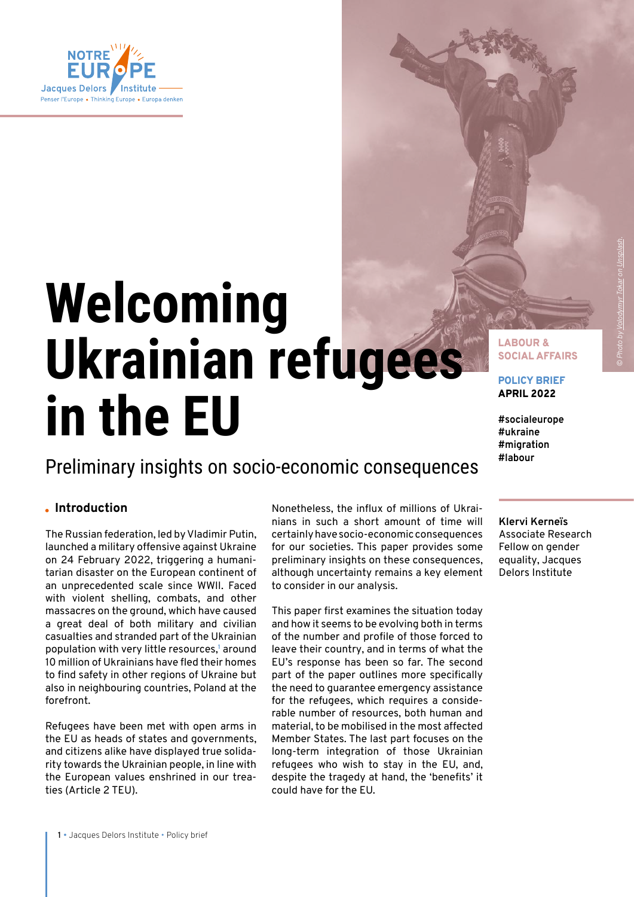NOTRE EUROPE
Jacques Delors Institute
Penser l'Europe • Thinking Europe • Europa denken

# Welcoming Ukrainian refugees in the EU

## Preliminary insights on socio-economic consequences

LABOUR & SOCIAL AFFAIRS

POLICY BRIEF
APRIL 2022

#socialeurope
#ukraine
#migration
#labour

**Klervi Kerneïs**
Associate Research Fellow on gender equality, Jacques Delors Institute

© Photo by Volodymyr Tokar on Unsplash.

### Introduction

The Russian federation, led by Vladimir Putin, launched a military offensive against Ukraine on 24 February 2022, triggering a humanitarian disaster on the European continent of an unprecedented scale since WWII. Faced with violent shelling, combats, and other massacres on the ground, which have caused a great deal of both military and civilian casualties and stranded part of the Ukrainian population with very little resources,[1] around 10 million of Ukrainians have fled their homes to find safety in other regions of Ukraine but also in neighbouring countries, Poland at the forefront.

Refugees have been met with open arms in the EU as heads of states and governments, and citizens alike have displayed true solidarity towards the Ukrainian people, in line with the European values enshrined in our treaties (Article 2 TEU).

Nonetheless, the influx of millions of Ukrainians in such a short amount of time will certainly have socio-economic consequences for our societies. This paper provides some preliminary insights on these consequences, although uncertainty remains a key element to consider in our analysis.

This paper first examines the situation today and how it seems to be evolving both in terms of the number and profile of those forced to leave their country, and in terms of what the EU's response has been so far. The second part of the paper outlines more specifically the need to guarantee emergency assistance for the refugees, which requires a considerable number of resources, both human and material, to be mobilised in the most affected Member States. The last part focuses on the long-term integration of those Ukrainian refugees who wish to stay in the EU, and, despite the tragedy at hand, the 'benefits' it could have for the EU.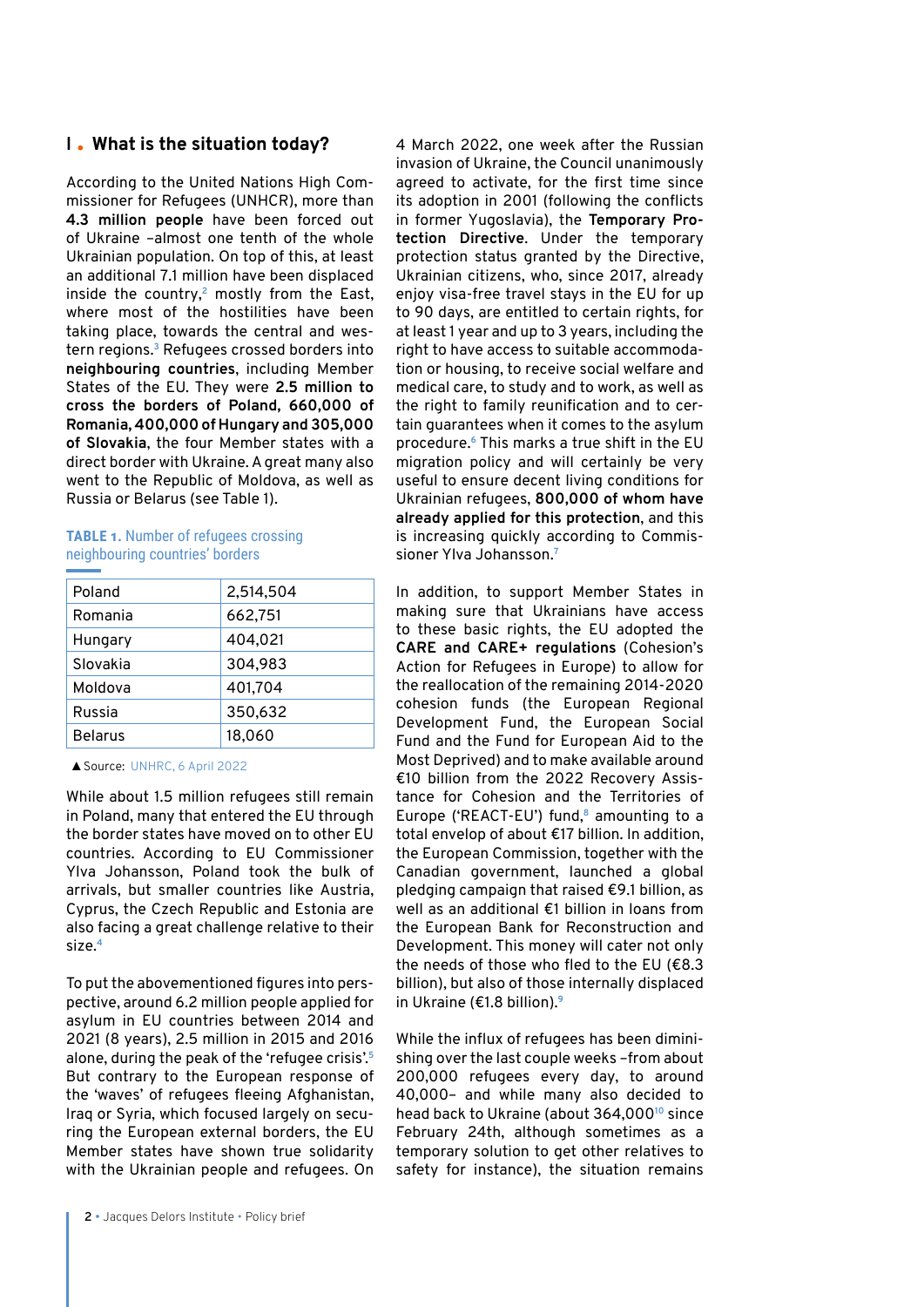## I. What is the situation today?

According to the United Nations High Commissioner for Refugees (UNHCR), more than **4.3 million people** have been forced out of Ukraine –almost one tenth of the whole Ukrainian population. On top of this, at least an additional 7.1 million have been displaced inside the country,[2] mostly from the East, where most of the hostilities have been taking place, towards the central and western regions.[3] Refugees crossed borders into **neighbouring countries**, including Member States of the EU. They were **2.5 million to cross the borders of Poland, 660,000 of Romania, 400,000 of Hungary and 305,000 of Slovakia**, the four Member states with a direct border with Ukraine. A great many also went to the Republic of Moldova, as well as Russia or Belarus (see Table 1).

**TABLE 1.** Number of refugees crossing neighbouring countries' borders

| | |
|---|---|
| Poland | 2,514,504 |
| Romania | 662,751 |
| Hungary | 404,021 |
| Slovakia | 304,983 |
| Moldova | 401,704 |
| Russia | 350,632 |
| Belarus | 18,060 |

▲ Source: UNHRC, 6 April 2022

While about 1.5 million refugees still remain in Poland, many that entered the EU through the border states have moved on to other EU countries. According to EU Commissioner Ylva Johansson, Poland took the bulk of arrivals, but smaller countries like Austria, Cyprus, the Czech Republic and Estonia are also facing a great challenge relative to their size.[4]

To put the abovementioned figures into perspective, around 6.2 million people applied for asylum in EU countries between 2014 and 2021 (8 years), 2.5 million in 2015 and 2016 alone, during the peak of the 'refugee crisis'.[5] But contrary to the European response of the 'waves' of refugees fleeing Afghanistan, Iraq or Syria, which focused largely on securing the European external borders, the EU Member states have shown true solidarity with the Ukrainian people and refugees. On 4 March 2022, one week after the Russian invasion of Ukraine, the Council unanimously agreed to activate, for the first time since its adoption in 2001 (following the conflicts in former Yugoslavia), the **Temporary Protection Directive**. Under the temporary protection status granted by the Directive, Ukrainian citizens, who, since 2017, already enjoy visa-free travel stays in the EU for up to 90 days, are entitled to certain rights, for at least 1 year and up to 3 years, including the right to have access to suitable accommodation or housing, to receive social welfare and medical care, to study and to work, as well as the right to family reunification and to certain guarantees when it comes to the asylum procedure.[6] This marks a true shift in the EU migration policy and will certainly be very useful to ensure decent living conditions for Ukrainian refugees, **800,000 of whom have already applied for this protection**, and this is increasing quickly according to Commissioner Ylva Johansson.[7]

In addition, to support Member States in making sure that Ukrainians have access to these basic rights, the EU adopted the **CARE and CARE+ regulations** (Cohesion's Action for Refugees in Europe) to allow for the reallocation of the remaining 2014-2020 cohesion funds (the European Regional Development Fund, the European Social Fund and the Fund for European Aid to the Most Deprived) and to make available around €10 billion from the 2022 Recovery Assistance for Cohesion and the Territories of Europe ('REACT-EU') fund,[8] amounting to a total envelop of about €17 billion. In addition, the European Commission, together with the Canadian government, launched a global pledging campaign that raised €9.1 billion, as well as an additional €1 billion in loans from the European Bank for Reconstruction and Development. This money will cater not only the needs of those who fled to the EU (€8.3 billion), but also of those internally displaced in Ukraine (€1.8 billion).[9]

While the influx of refugees has been diminishing over the last couple weeks –from about 200,000 refugees every day, to around 40,000– and while many also decided to head back to Ukraine (about 364,000[10] since February 24th, although sometimes as a temporary solution to get other relatives to safety for instance), the situation remains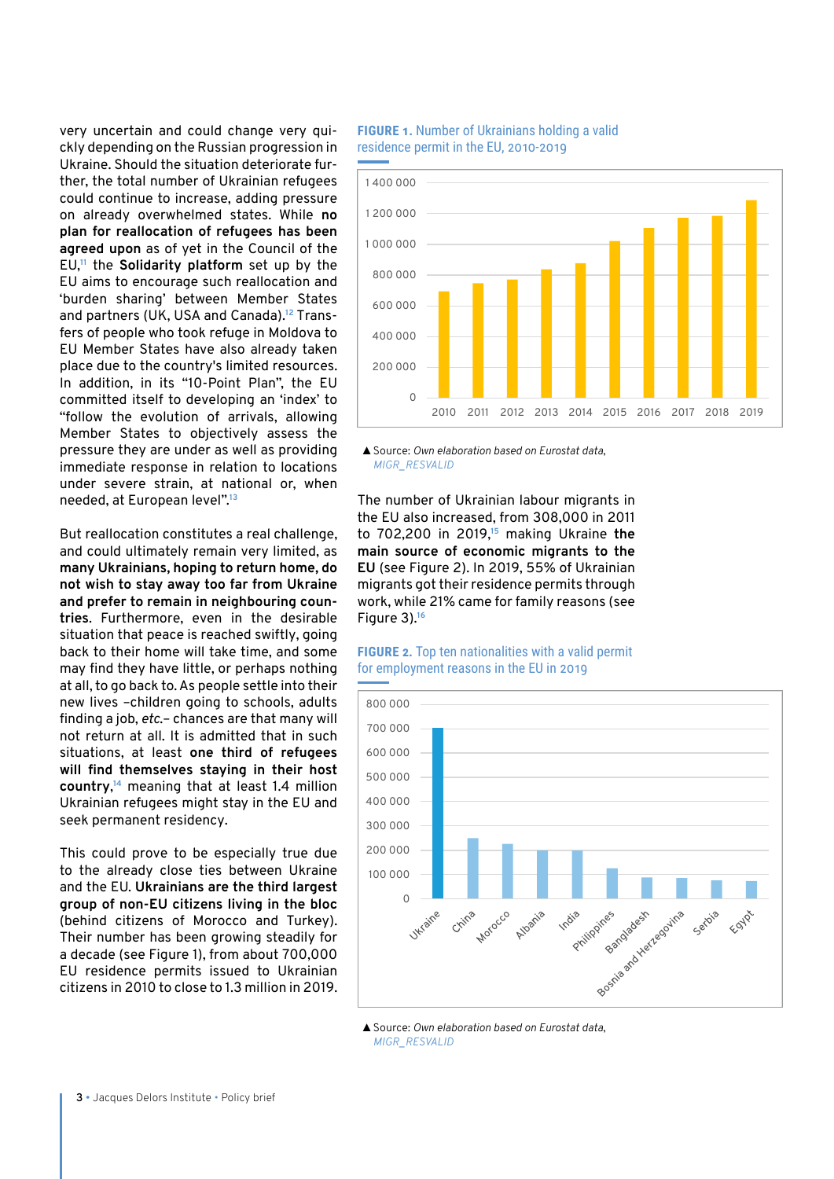very uncertain and could change very quickly depending on the Russian progression in Ukraine. Should the situation deteriorate further, the total number of Ukrainian refugees could continue to increase, adding pressure on already overwhelmed states. While **no plan for reallocation of refugees has been agreed upon** as of yet in the Council of the EU,[11] the **Solidarity platform** set up by the EU aims to encourage such reallocation and 'burden sharing' between Member States and partners (UK, USA and Canada).[12] Transfers of people who took refuge in Moldova to EU Member States have also already taken place due to the country's limited resources. In addition, in its "10-Point Plan", the EU committed itself to developing an 'index' to "follow the evolution of arrivals, allowing Member States to objectively assess the pressure they are under as well as providing immediate response in relation to locations under severe strain, at national or, when needed, at European level".[13]

But reallocation constitutes a real challenge, and could ultimately remain very limited, as **many Ukrainians, hoping to return home, do not wish to stay away too far from Ukraine and prefer to remain in neighbouring countries**. Furthermore, even in the desirable situation that peace is reached swiftly, going back to their home will take time, and some may find they have little, or perhaps nothing at all, to go back to. As people settle into their new lives –children going to schools, adults finding a job, *etc.*– chances are that many will not return at all. It is admitted that in such situations, at least **one third of refugees will find themselves staying in their host country**,[14] meaning that at least 1.4 million Ukrainian refugees might stay in the EU and seek permanent residency.

This could prove to be especially true due to the already close ties between Ukraine and the EU. **Ukrainians are the third largest group of non-EU citizens living in the bloc** (behind citizens of Morocco and Turkey). Their number has been growing steadily for a decade (see Figure 1), from about 700,000 EU residence permits issued to Ukrainian citizens in 2010 to close to 1.3 million in 2019.

**FIGURE 1.** Number of Ukrainians holding a valid residence permit in the EU, 2010-2019

| Year | Approx. number |
|---|---|
| 2010 | ~700 000 |
| 2011 | ~750 000 |
| 2012 | ~770 000 |
| 2013 | ~840 000 |
| 2014 | ~880 000 |
| 2015 | ~1 020 000 |
| 2016 | ~1 110 000 |
| 2017 | ~1 180 000 |
| 2018 | ~1 190 000 |
| 2019 | ~1 290 000 |

▲ Source: *Own elaboration based on Eurostat data,* *MIGR_RESVALID*

The number of Ukrainian labour migrants in the EU also increased, from 308,000 in 2011 to 702,200 in 2019,[15] making Ukraine **the main source of economic migrants to the EU** (see Figure 2). In 2019, 55% of Ukrainian migrants got their residence permits through work, while 21% came for family reasons (see Figure 3).[16]

**FIGURE 2.** Top ten nationalities with a valid permit for employment reasons in the EU in 2019

| Nationality | Approx. number |
|---|---|
| Ukraine | ~700 000 |
| China | ~250 000 |
| Morocco | ~225 000 |
| Albania | ~200 000 |
| India | ~200 000 |
| Philippines | ~125 000 |
| Bangladesh | ~90 000 |
| Bosnia and Herzegovina | ~85 000 |
| Serbia | ~75 000 |
| Egypt | ~70 000 |

▲ Source: *Own elaboration based on Eurostat data,* *MIGR_RESVALID*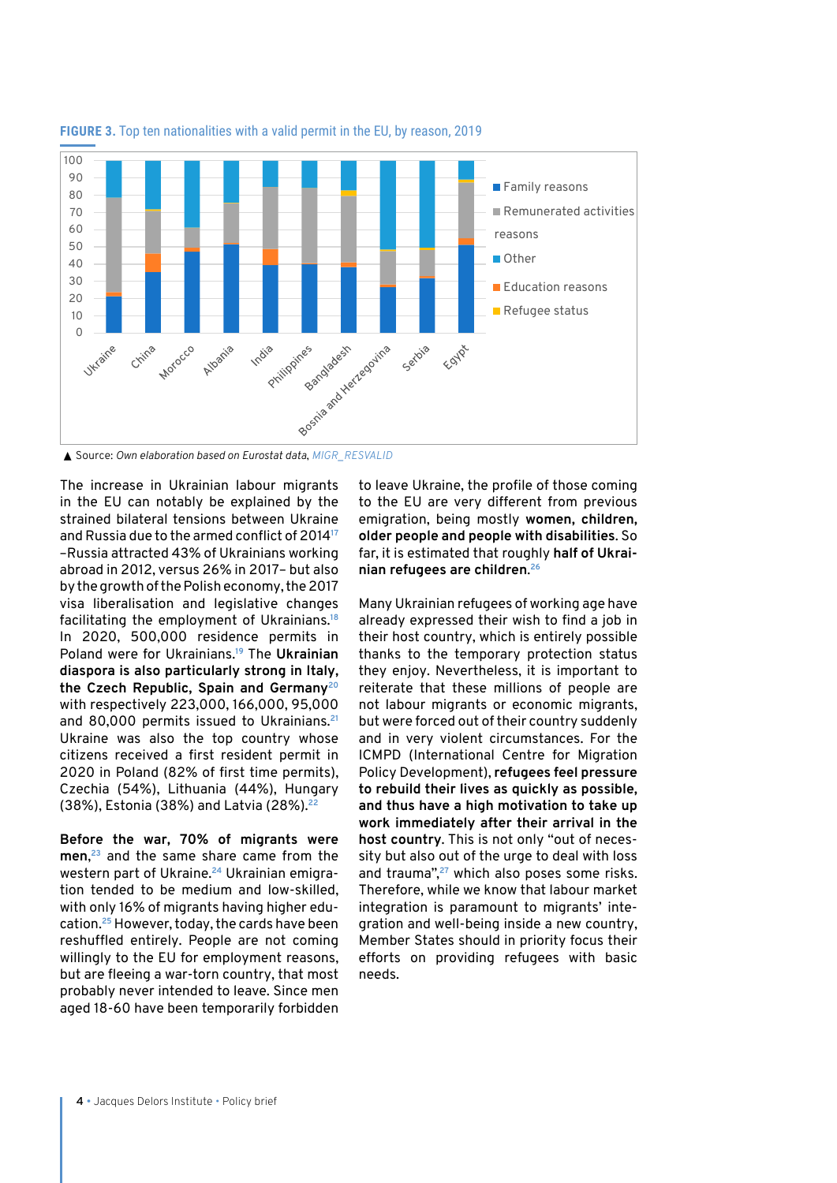**FIGURE 3.** Top ten nationalities with a valid permit in the EU, by reason, 2019

▲ Source: *Own elaboration based on Eurostat data*, MIGR_RESVALID

The increase in Ukrainian labour migrants in the EU can notably be explained by the strained bilateral tensions between Ukraine and Russia due to the armed conflict of 2014[17] –Russia attracted 43% of Ukrainians working abroad in 2012, versus 26% in 2017– but also by the growth of the Polish economy, the 2017 visa liberalisation and legislative changes facilitating the employment of Ukrainians.[18] In 2020, 500,000 residence permits in Poland were for Ukrainians.[19] The **Ukrainian diaspora is also particularly strong in Italy, the Czech Republic, Spain and Germany**[20] with respectively 223,000, 166,000, 95,000 and 80,000 permits issued to Ukrainians.[21] Ukraine was also the top country whose citizens received a first resident permit in 2020 in Poland (82% of first time permits), Czechia (54%), Lithuania (44%), Hungary (38%), Estonia (38%) and Latvia (28%).[22]

**Before the war, 70% of migrants were men**,[23] and the same share came from the western part of Ukraine.[24] Ukrainian emigration tended to be medium and low-skilled, with only 16% of migrants having higher education.[25] However, today, the cards have been reshuffled entirely. People are not coming willingly to the EU for employment reasons, but are fleeing a war-torn country, that most probably never intended to leave. Since men aged 18-60 have been temporarily forbidden to leave Ukraine, the profile of those coming to the EU are very different from previous emigration, being mostly **women, children, older people and people with disabilities**. So far, it is estimated that roughly **half of Ukrainian refugees are children.**[26]

Many Ukrainian refugees of working age have already expressed their wish to find a job in their host country, which is entirely possible thanks to the temporary protection status they enjoy. Nevertheless, it is important to reiterate that these millions of people are not labour migrants or economic migrants, but were forced out of their country suddenly and in very violent circumstances. For the ICMPD (International Centre for Migration Policy Development), **refugees feel pressure to rebuild their lives as quickly as possible, and thus have a high motivation to take up work immediately after their arrival in the host country**. This is not only "out of necessity but also out of the urge to deal with loss and trauma",[27] which also poses some risks. Therefore, while we know that labour market integration is paramount to migrants' integration and well-being inside a new country, Member States should in priority focus their efforts on providing refugees with basic needs.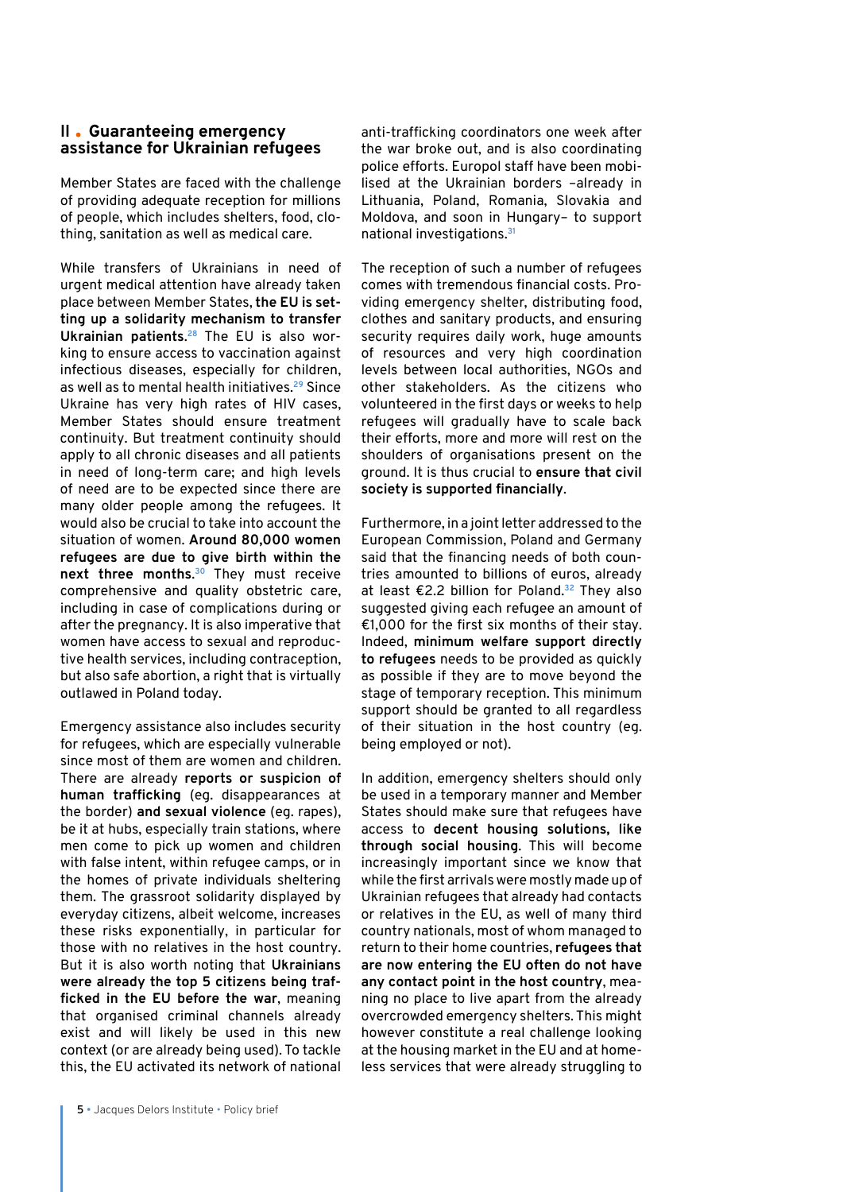## II. Guaranteeing emergency assistance for Ukrainian refugees

Member States are faced with the challenge of providing adequate reception for millions of people, which includes shelters, food, clothing, sanitation as well as medical care.

While transfers of Ukrainians in need of urgent medical attention have already taken place between Member States, **the EU is setting up a solidarity mechanism to transfer Ukrainian patients**.[28] The EU is also working to ensure access to vaccination against infectious diseases, especially for children, as well as to mental health initiatives.[29] Since Ukraine has very high rates of HIV cases, Member States should ensure treatment continuity. But treatment continuity should apply to all chronic diseases and all patients in need of long-term care; and high levels of need are to be expected since there are many older people among the refugees. It would also be crucial to take into account the situation of women. **Around 80,000 women refugees are due to give birth within the next three months**.[30] They must receive comprehensive and quality obstetric care, including in case of complications during or after the pregnancy. It is also imperative that women have access to sexual and reproductive health services, including contraception, but also safe abortion, a right that is virtually outlawed in Poland today.

Emergency assistance also includes security for refugees, which are especially vulnerable since most of them are women and children. There are already **reports or suspicion of human trafficking** (eg. disappearances at the border) **and sexual violence** (eg. rapes), be it at hubs, especially train stations, where men come to pick up women and children with false intent, within refugee camps, or in the homes of private individuals sheltering them. The grassroot solidarity displayed by everyday citizens, albeit welcome, increases these risks exponentially, in particular for those with no relatives in the host country. But it is also worth noting that **Ukrainians were already the top 5 citizens being trafficked in the EU before the war**, meaning that organised criminal channels already exist and will likely be used in this new context (or are already being used). To tackle this, the EU activated its network of national anti-trafficking coordinators one week after the war broke out, and is also coordinating police efforts. Europol staff have been mobilised at the Ukrainian borders –already in Lithuania, Poland, Romania, Slovakia and Moldova, and soon in Hungary– to support national investigations.[31]

The reception of such a number of refugees comes with tremendous financial costs. Providing emergency shelter, distributing food, clothes and sanitary products, and ensuring security requires daily work, huge amounts of resources and very high coordination levels between local authorities, NGOs and other stakeholders. As the citizens who volunteered in the first days or weeks to help refugees will gradually have to scale back their efforts, more and more will rest on the shoulders of organisations present on the ground. It is thus crucial to **ensure that civil society is supported financially**.

Furthermore, in a joint letter addressed to the European Commission, Poland and Germany said that the financing needs of both countries amounted to billions of euros, already at least €2.2 billion for Poland.[32] They also suggested giving each refugee an amount of €1,000 for the first six months of their stay. Indeed, **minimum welfare support directly to refugees** needs to be provided as quickly as possible if they are to move beyond the stage of temporary reception. This minimum support should be granted to all regardless of their situation in the host country (eg. being employed or not).

In addition, emergency shelters should only be used in a temporary manner and Member States should make sure that refugees have access to **decent housing solutions, like through social housing**. This will become increasingly important since we know that while the first arrivals were mostly made up of Ukrainian refugees that already had contacts or relatives in the EU, as well of many third country nationals, most of whom managed to return to their home countries, **refugees that are now entering the EU often do not have any contact point in the host country**, meaning no place to live apart from the already overcrowded emergency shelters. This might however constitute a real challenge looking at the housing market in the EU and at homeless services that were already struggling to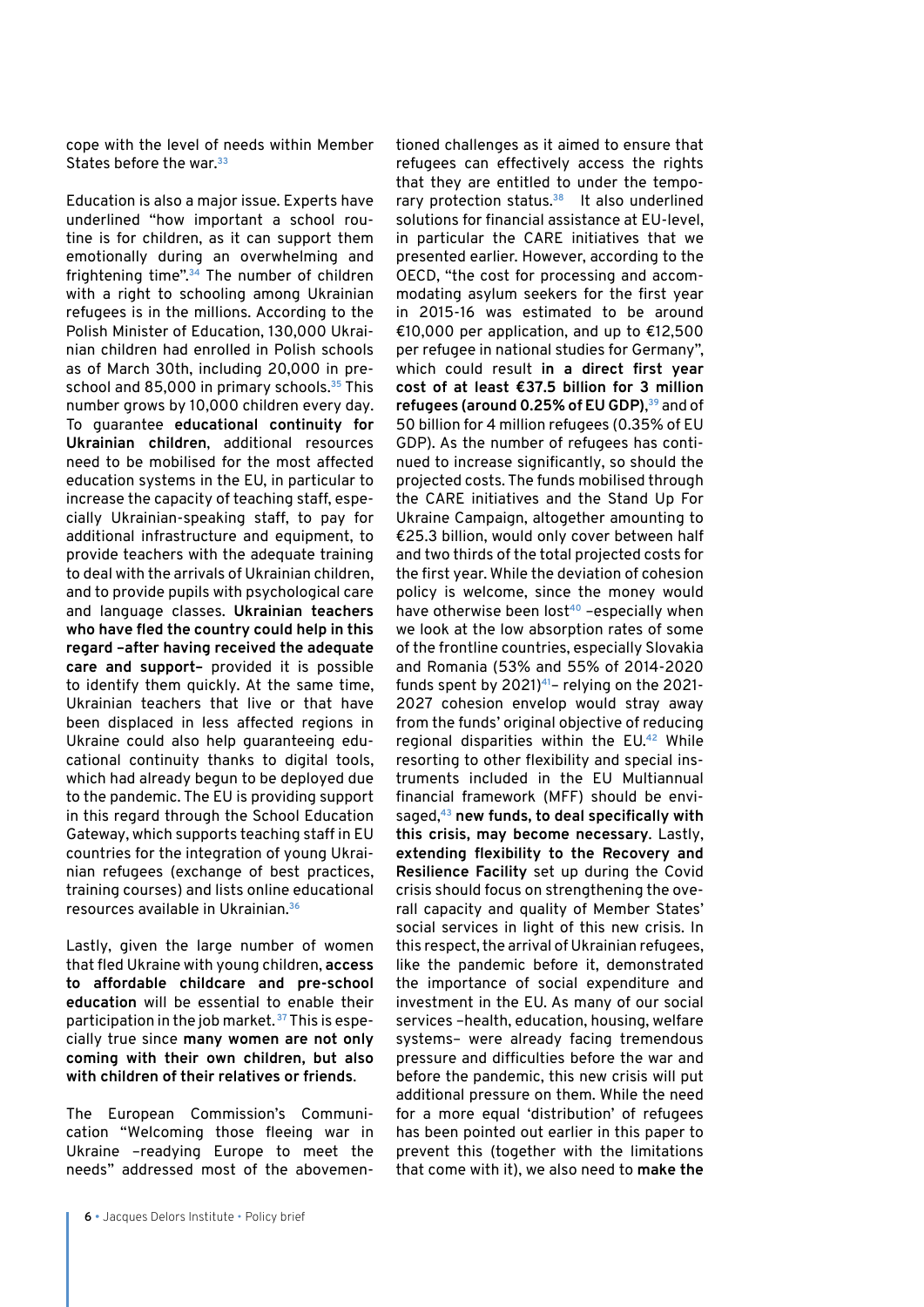cope with the level of needs within Member States before the war.[33]

Education is also a major issue. Experts have underlined "how important a school routine is for children, as it can support them emotionally during an overwhelming and frightening time".[34] The number of children with a right to schooling among Ukrainian refugees is in the millions. According to the Polish Minister of Education, 130,000 Ukrainian children had enrolled in Polish schools as of March 30th, including 20,000 in preschool and 85,000 in primary schools.[35] This number grows by 10,000 children every day. To guarantee **educational continuity for Ukrainian children**, additional resources need to be mobilised for the most affected education systems in the EU, in particular to increase the capacity of teaching staff, especially Ukrainian-speaking staff, to pay for additional infrastructure and equipment, to provide teachers with the adequate training to deal with the arrivals of Ukrainian children, and to provide pupils with psychological care and language classes. **Ukrainian teachers who have fled the country could help in this regard –after having received the adequate care and support–** provided it is possible to identify them quickly. At the same time, Ukrainian teachers that live or that have been displaced in less affected regions in Ukraine could also help guaranteeing educational continuity thanks to digital tools, which had already begun to be deployed due to the pandemic. The EU is providing support in this regard through the School Education Gateway, which supports teaching staff in EU countries for the integration of young Ukrainian refugees (exchange of best practices, training courses) and lists online educational resources available in Ukrainian.[36]

Lastly, given the large number of women that fled Ukraine with young children, **access to affordable childcare and pre-school education** will be essential to enable their participation in the job market.[37] This is especially true since **many women are not only coming with their own children, but also with children of their relatives or friends**.

The European Commission's Communication "Welcoming those fleeing war in Ukraine –readying Europe to meet the needs" addressed most of the abovementioned challenges as it aimed to ensure that refugees can effectively access the rights that they are entitled to under the temporary protection status.[38] It also underlined solutions for financial assistance at EU-level, in particular the CARE initiatives that we presented earlier. However, according to the OECD, "the cost for processing and accommodating asylum seekers for the first year in 2015-16 was estimated to be around €10,000 per application, and up to €12,500 per refugee in national studies for Germany", which could result **in a direct first year cost of at least €37.5 billion for 3 million refugees (around 0.25% of EU GDP)**,[39] and of 50 billion for 4 million refugees (0.35% of EU GDP). As the number of refugees has continued to increase significantly, so should the projected costs. The funds mobilised through the CARE initiatives and the Stand Up For Ukraine Campaign, altogether amounting to €25.3 billion, would only cover between half and two thirds of the total projected costs for the first year. While the deviation of cohesion policy is welcome, since the money would have otherwise been lost[40] –especially when we look at the low absorption rates of some of the frontline countries, especially Slovakia and Romania (53% and 55% of 2014-2020 funds spent by 2021)[41]– relying on the 2021-2027 cohesion envelop would stray away from the funds' original objective of reducing regional disparities within the EU.[42] While resorting to other flexibility and special instruments included in the EU Multiannual financial framework (MFF) should be envisaged,[43] **new funds, to deal specifically with this crisis, may become necessary**. Lastly, **extending flexibility to the Recovery and Resilience Facility** set up during the Covid crisis should focus on strengthening the overall capacity and quality of Member States' social services in light of this new crisis. In this respect, the arrival of Ukrainian refugees, like the pandemic before it, demonstrated the importance of social expenditure and investment in the EU. As many of our social services –health, education, housing, welfare systems– were already facing tremendous pressure and difficulties before the war and before the pandemic, this new crisis will put additional pressure on them. While the need for a more equal 'distribution' of refugees has been pointed out earlier in this paper to prevent this (together with the limitations that come with it), we also need to **make the**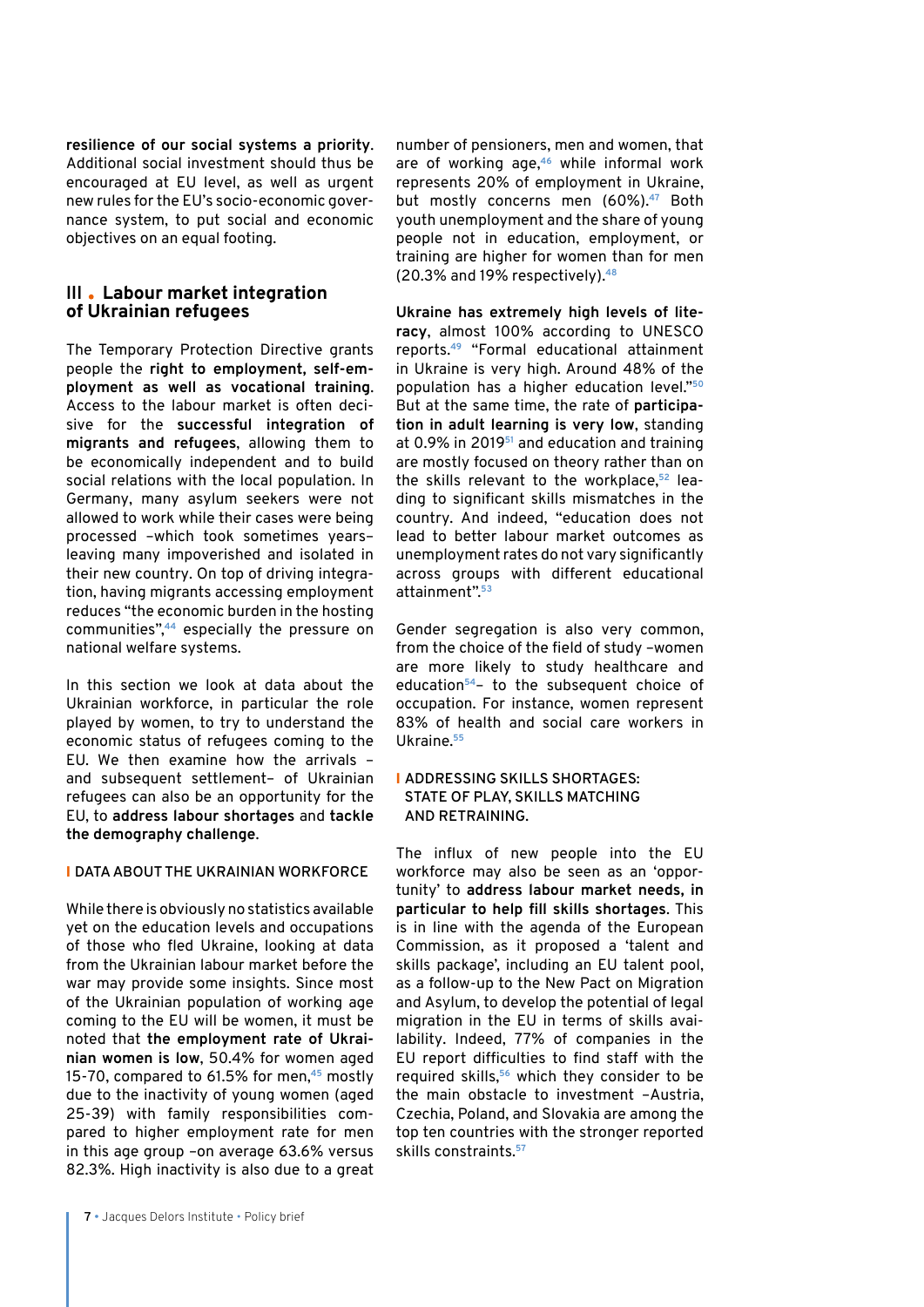**resilience of our social systems a priority**. Additional social investment should thus be encouraged at EU level, as well as urgent new rules for the EU's socio-economic governance system, to put social and economic objectives on an equal footing.

## III . Labour market integration of Ukrainian refugees

The Temporary Protection Directive grants people the **right to employment, self-employment as well as vocational training**. Access to the labour market is often decisive for the **successful integration of migrants and refugees**, allowing them to be economically independent and to build social relations with the local population. In Germany, many asylum seekers were not allowed to work while their cases were being processed –which took sometimes years– leaving many impoverished and isolated in their new country. On top of driving integration, having migrants accessing employment reduces "the economic burden in the hosting communities",[44] especially the pressure on national welfare systems.

In this section we look at data about the Ukrainian workforce, in particular the role played by women, to try to understand the economic status of refugees coming to the EU. We then examine how the arrivals – and subsequent settlement– of Ukrainian refugees can also be an opportunity for the EU, to **address labour shortages** and **tackle the demography challenge**.

### DATA ABOUT THE UKRAINIAN WORKFORCE

While there is obviously no statistics available yet on the education levels and occupations of those who fled Ukraine, looking at data from the Ukrainian labour market before the war may provide some insights. Since most of the Ukrainian population of working age coming to the EU will be women, it must be noted that **the employment rate of Ukrainian women is low**, 50.4% for women aged 15-70, compared to 61.5% for men,[45] mostly due to the inactivity of young women (aged 25-39) with family responsibilities compared to higher employment rate for men in this age group –on average 63.6% versus 82.3%. High inactivity is also due to a great number of pensioners, men and women, that are of working age,[46] while informal work represents 20% of employment in Ukraine, but mostly concerns men (60%).[47] Both youth unemployment and the share of young people not in education, employment, or training are higher for women than for men (20.3% and 19% respectively).[48]

**Ukraine has extremely high levels of literacy**, almost 100% according to UNESCO reports.[49] "Formal educational attainment in Ukraine is very high. Around 48% of the population has a higher education level."[50] But at the same time, the rate of **participation in adult learning is very low**, standing at 0.9% in 2019[51] and education and training are mostly focused on theory rather than on the skills relevant to the workplace,[52] leading to significant skills mismatches in the country. And indeed, "education does not lead to better labour market outcomes as unemployment rates do not vary significantly across groups with different educational attainment".[53]

Gender segregation is also very common, from the choice of the field of study –women are more likely to study healthcare and education[54]– to the subsequent choice of occupation. For instance, women represent 83% of health and social care workers in Ukraine.[55]

### ADDRESSING SKILLS SHORTAGES: STATE OF PLAY, SKILLS MATCHING AND RETRAINING.

The influx of new people into the EU workforce may also be seen as an 'opportunity' to **address labour market needs, in particular to help fill skills shortages**. This is in line with the agenda of the European Commission, as it proposed a 'talent and skills package', including an EU talent pool, as a follow-up to the New Pact on Migration and Asylum, to develop the potential of legal migration in the EU in terms of skills availability. Indeed, 77% of companies in the EU report difficulties to find staff with the required skills,[56] which they consider to be the main obstacle to investment –Austria, Czechia, Poland, and Slovakia are among the top ten countries with the stronger reported skills constraints.[57]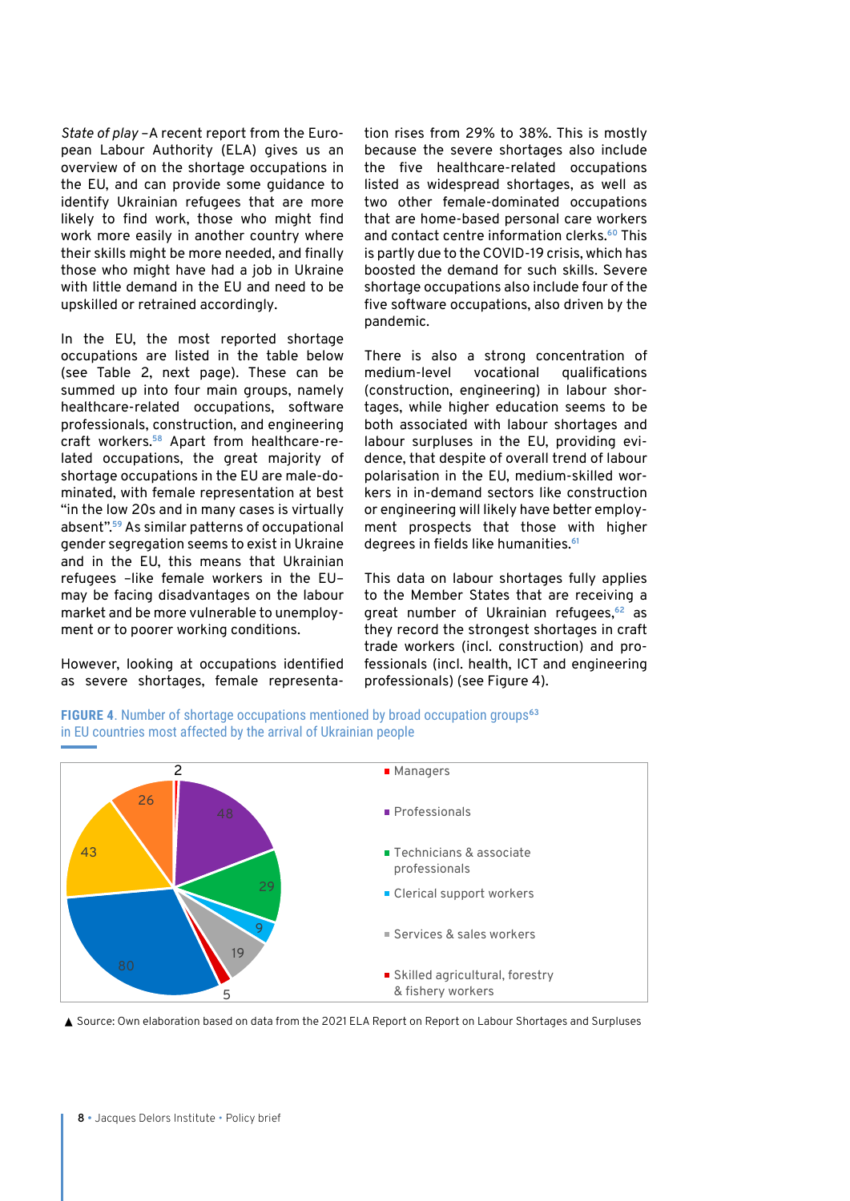*State of play* –A recent report from the European Labour Authority (ELA) gives us an overview of on the shortage occupations in the EU, and can provide some guidance to identify Ukrainian refugees that are more likely to find work, those who might find work more easily in another country where their skills might be more needed, and finally those who might have had a job in Ukraine with little demand in the EU and need to be upskilled or retrained accordingly.

In the EU, the most reported shortage occupations are listed in the table below (see Table 2, next page). These can be summed up into four main groups, namely healthcare-related occupations, software professionals, construction, and engineering craft workers.[58] Apart from healthcare-related occupations, the great majority of shortage occupations in the EU are male-dominated, with female representation at best "in the low 20s and in many cases is virtually absent".[59] As similar patterns of occupational gender segregation seems to exist in Ukraine and in the EU, this means that Ukrainian refugees –like female workers in the EU– may be facing disadvantages on the labour market and be more vulnerable to unemployment or to poorer working conditions.

However, looking at occupations identified as severe shortages, female representation rises from 29% to 38%. This is mostly because the severe shortages also include the five healthcare-related occupations listed as widespread shortages, as well as two other female-dominated occupations that are home-based personal care workers and contact centre information clerks.[60] This is partly due to the COVID-19 crisis, which has boosted the demand for such skills. Severe shortage occupations also include four of the five software occupations, also driven by the pandemic.

There is also a strong concentration of medium-level vocational qualifications (construction, engineering) in labour shortages, while higher education seems to be both associated with labour shortages and labour surpluses in the EU, providing evidence, that despite of overall trend of labour polarisation in the EU, medium-skilled workers in in-demand sectors like construction or engineering will likely have better employment prospects that those with higher degrees in fields like humanities.[61]

This data on labour shortages fully applies to the Member States that are receiving a great number of Ukrainian refugees,[62] as they record the strongest shortages in craft trade workers (incl. construction) and professionals (incl. health, ICT and engineering professionals) (see Figure 4).

**FIGURE 4**. Number of shortage occupations mentioned by broad occupation groups[63] in EU countries most affected by the arrival of Ukrainian people

| Occupation group | Number |
|---|---|
| Managers | 2 |
| Professionals | 48 |
| Technicians & associate professionals | 29 |
| Clerical support workers | 9 |
| Services & sales workers | 19 |
| Skilled agricultural, forestry & fishery workers | 5 |
| (unlabelled in legend) | 80 |
| (unlabelled in legend) | 43 |
| (unlabelled in legend) | 26 |

▲ Source: Own elaboration based on data from the 2021 ELA Report on Report on Labour Shortages and Surpluses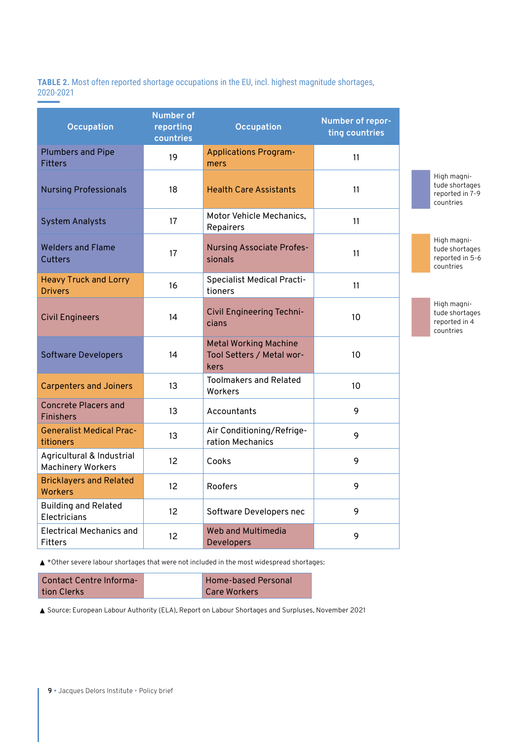**TABLE 2.** Most often reported shortage occupations in the EU, incl. highest magnitude shortages, 2020-2021

| Occupation | Number of reporting countries | Occupation | Number of reporting countries |
|---|---|---|---|
| Plumbers and Pipe Fitters | 19 | Applications Programmers | 11 |
| Nursing Professionals | 18 | Health Care Assistants | 11 |
| System Analysts | 17 | Motor Vehicle Mechanics, Repairers | 11 |
| Welders and Flame Cutters | 17 | Nursing Associate Professionals | 11 |
| Heavy Truck and Lorry Drivers | 16 | Specialist Medical Practitioners | 11 |
| Civil Engineers | 14 | Civil Engineering Technicians | 10 |
| Software Developers | 14 | Metal Working Machine Tool Setters / Metal workers | 10 |
| Carpenters and Joiners | 13 | Toolmakers and Related Workers | 10 |
| Concrete Placers and Finishers | 13 | Accountants | 9 |
| Generalist Medical Practitioners | 13 | Air Conditioning/Refrigeration Mechanics | 9 |
| Agricultural & Industrial Machinery Workers | 12 | Cooks | 9 |
| Bricklayers and Related Workers | 12 | Roofers | 9 |
| Building and Related Electricians | 12 | Software Developers nec | 9 |
| Electrical Mechanics and Fitters | 12 | Web and Multimedia Developers | 9 |

Legend:
- High magnitude shortages reported in 7-9 countries: Plumbers and Pipe Fitters, Nursing Professionals, System Analysts, Welders and Flame Cutters, Software Developers
- High magnitude shortages reported in 5-6 countries: Heavy Truck and Lorry Drivers, Carpenters and Joiners, Generalist Medical Practitioners, Bricklayers and Related Workers, Applications Programmers, Health Care Assistants
- High magnitude shortages reported in 4 countries: Civil Engineers, Concrete Placers and Finishers, Nursing Associate Professionals, Civil Engineering Technicians, Metal Working Machine Tool Setters / Metal workers, Web and Multimedia Developers, Contact Centre Information Clerks, Home-based Personal Care Workers

▲ *Other severe labour shortages that were not included in the most widespread shortages:

| Contact Centre Information Clerks | | Home-based Personal Care Workers |
|---|---|---|

▲ Source: European Labour Authority (ELA), Report on Labour Shortages and Surpluses, November 2021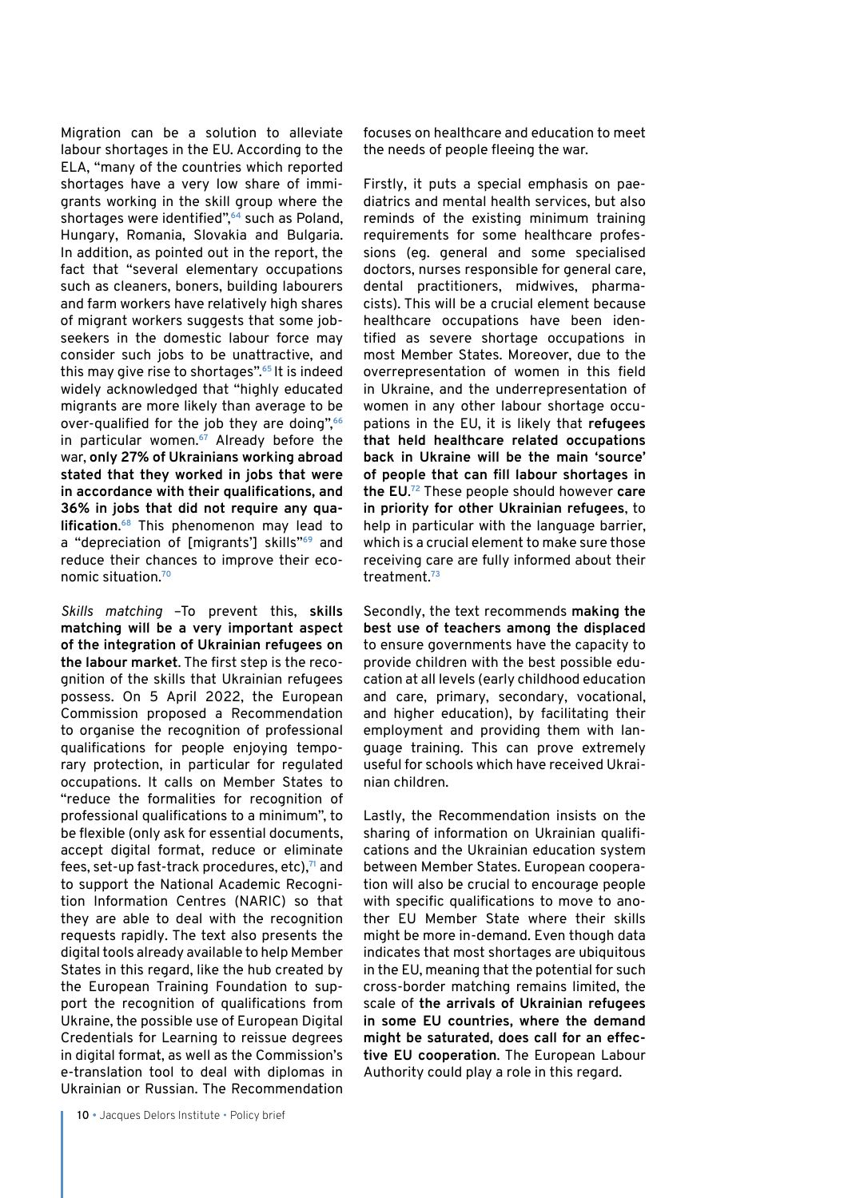Migration can be a solution to alleviate labour shortages in the EU. According to the ELA, "many of the countries which reported shortages have a very low share of immigrants working in the skill group where the shortages were identified",[64] such as Poland, Hungary, Romania, Slovakia and Bulgaria. In addition, as pointed out in the report, the fact that "several elementary occupations such as cleaners, boners, building labourers and farm workers have relatively high shares of migrant workers suggests that some job-seekers in the domestic labour force may consider such jobs to be unattractive, and this may give rise to shortages".[65] It is indeed widely acknowledged that "highly educated migrants are more likely than average to be over-qualified for the job they are doing",[66] in particular women.[67] Already before the war, **only 27% of Ukrainians working abroad stated that they worked in jobs that were in accordance with their qualifications, and 36% in jobs that did not require any qualification**.[68] This phenomenon may lead to a "depreciation of [migrants'] skills"[69] and reduce their chances to improve their economic situation.[70]

*Skills matching* –To prevent this, **skills matching will be a very important aspect of the integration of Ukrainian refugees on the labour market**. The first step is the recognition of the skills that Ukrainian refugees possess. On 5 April 2022, the European Commission proposed a Recommendation to organise the recognition of professional qualifications for people enjoying temporary protection, in particular for regulated occupations. It calls on Member States to "reduce the formalities for recognition of professional qualifications to a minimum", to be flexible (only ask for essential documents, accept digital format, reduce or eliminate fees, set-up fast-track procedures, etc),[71] and to support the National Academic Recognition Information Centres (NARIC) so that they are able to deal with the recognition requests rapidly. The text also presents the digital tools already available to help Member States in this regard, like the hub created by the European Training Foundation to support the recognition of qualifications from Ukraine, the possible use of European Digital Credentials for Learning to reissue degrees in digital format, as well as the Commission's e-translation tool to deal with diplomas in Ukrainian or Russian. The Recommendation focuses on healthcare and education to meet the needs of people fleeing the war.

Firstly, it puts a special emphasis on paediatrics and mental health services, but also reminds of the existing minimum training requirements for some healthcare professions (eg. general and some specialised doctors, nurses responsible for general care, dental practitioners, midwives, pharmacists). This will be a crucial element because healthcare occupations have been identified as severe shortage occupations in most Member States. Moreover, due to the overrepresentation of women in this field in Ukraine, and the underrepresentation of women in any other labour shortage occupations in the EU, it is likely that **refugees that held healthcare related occupations back in Ukraine will be the main 'source' of people that can fill labour shortages in the EU**.[72] These people should however **care in priority for other Ukrainian refugees**, to help in particular with the language barrier, which is a crucial element to make sure those receiving care are fully informed about their treatment.[73]

Secondly, the text recommends **making the best use of teachers among the displaced** to ensure governments have the capacity to provide children with the best possible education at all levels (early childhood education and care, primary, secondary, vocational, and higher education), by facilitating their employment and providing them with language training. This can prove extremely useful for schools which have received Ukrainian children.

Lastly, the Recommendation insists on the sharing of information on Ukrainian qualifications and the Ukrainian education system between Member States. European cooperation will also be crucial to encourage people with specific qualifications to move to another EU Member State where their skills might be more in-demand. Even though data indicates that most shortages are ubiquitous in the EU, meaning that the potential for such cross-border matching remains limited, the scale of **the arrivals of Ukrainian refugees in some EU countries, where the demand might be saturated, does call for an effective EU cooperation**. The European Labour Authority could play a role in this regard.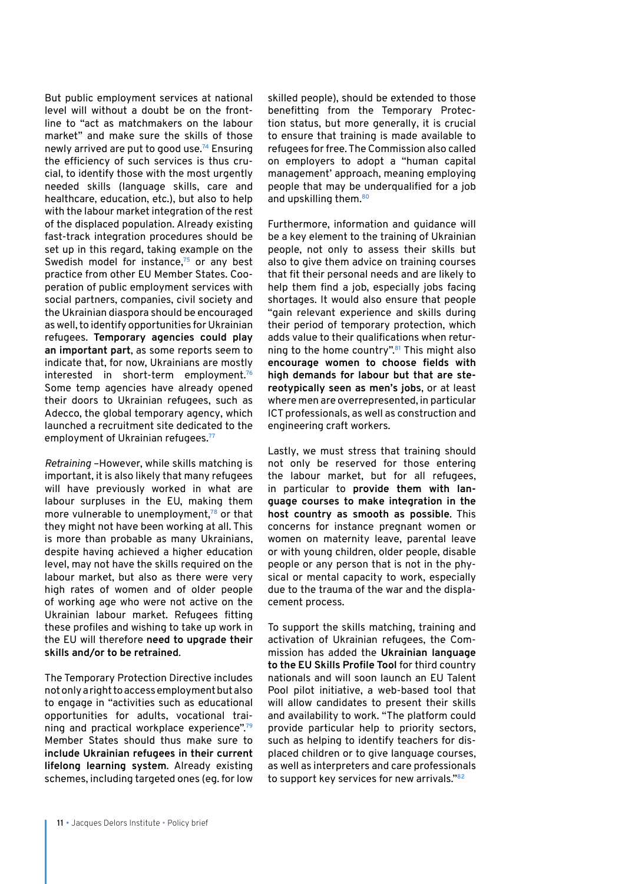But public employment services at national level will without a doubt be on the frontline to "act as matchmakers on the labour market" and make sure the skills of those newly arrived are put to good use.[74] Ensuring the efficiency of such services is thus crucial, to identify those with the most urgently needed skills (language skills, care and healthcare, education, etc.), but also to help with the labour market integration of the rest of the displaced population. Already existing fast-track integration procedures should be set up in this regard, taking example on the Swedish model for instance,[75] or any best practice from other EU Member States. Cooperation of public employment services with social partners, companies, civil society and the Ukrainian diaspora should be encouraged as well, to identify opportunities for Ukrainian refugees. **Temporary agencies could play an important part**, as some reports seem to indicate that, for now, Ukrainians are mostly interested in short-term employment.[76] Some temp agencies have already opened their doors to Ukrainian refugees, such as Adecco, the global temporary agency, which launched a recruitment site dedicated to the employment of Ukrainian refugees.[77]

*Retraining* –However, while skills matching is important, it is also likely that many refugees will have previously worked in what are labour surpluses in the EU, making them more vulnerable to unemployment,[78] or that they might not have been working at all. This is more than probable as many Ukrainians, despite having achieved a higher education level, may not have the skills required on the labour market, but also as there were very high rates of women and of older people of working age who were not active on the Ukrainian labour market. Refugees fitting these profiles and wishing to take up work in the EU will therefore **need to upgrade their skills and/or to be retrained**.

The Temporary Protection Directive includes not only a right to access employment but also to engage in "activities such as educational opportunities for adults, vocational training and practical workplace experience".[79] Member States should thus make sure to **include Ukrainian refugees in their current lifelong learning system**. Already existing schemes, including targeted ones (eg. for low skilled people), should be extended to those benefitting from the Temporary Protection status, but more generally, it is crucial to ensure that training is made available to refugees for free. The Commission also called on employers to adopt a "human capital management' approach, meaning employing people that may be underqualified for a job and upskilling them.[80]

Furthermore, information and guidance will be a key element to the training of Ukrainian people, not only to assess their skills but also to give them advice on training courses that fit their personal needs and are likely to help them find a job, especially jobs facing shortages. It would also ensure that people "gain relevant experience and skills during their period of temporary protection, which adds value to their qualifications when returning to the home country".[81] This might also **encourage women to choose fields with high demands for labour but that are stereotypically seen as men's jobs**, or at least where men are overrepresented, in particular ICT professionals, as well as construction and engineering craft workers.

Lastly, we must stress that training should not only be reserved for those entering the labour market, but for all refugees, in particular to **provide them with language courses to make integration in the host country as smooth as possible**. This concerns for instance pregnant women or women on maternity leave, parental leave or with young children, older people, disable people or any person that is not in the physical or mental capacity to work, especially due to the trauma of the war and the displacement process.

To support the skills matching, training and activation of Ukrainian refugees, the Commission has added the **Ukrainian language to the EU Skills Profile Tool** for third country nationals and will soon launch an EU Talent Pool pilot initiative, a web-based tool that will allow candidates to present their skills and availability to work. "The platform could provide particular help to priority sectors, such as helping to identify teachers for displaced children or to give language courses, as well as interpreters and care professionals to support key services for new arrivals."[82]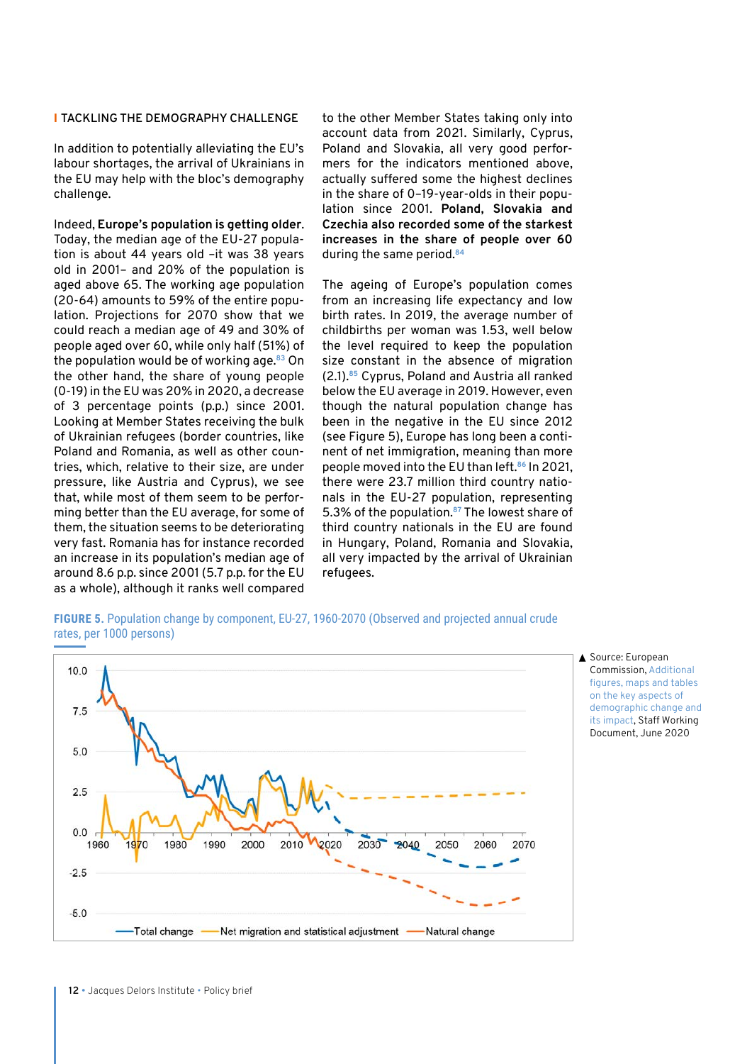## I TACKLING THE DEMOGRAPHY CHALLENGE

In addition to potentially alleviating the EU's labour shortages, the arrival of Ukrainians in the EU may help with the bloc's demography challenge.

Indeed, **Europe's population is getting older**. Today, the median age of the EU-27 population is about 44 years old –it was 38 years old in 2001– and 20% of the population is aged above 65. The working age population (20-64) amounts to 59% of the entire population. Projections for 2070 show that we could reach a median age of 49 and 30% of people aged over 60, while only half (51%) of the population would be of working age.[83] On the other hand, the share of young people (0-19) in the EU was 20% in 2020, a decrease of 3 percentage points (p.p.) since 2001. Looking at Member States receiving the bulk of Ukrainian refugees (border countries, like Poland and Romania, as well as other countries, which, relative to their size, are under pressure, like Austria and Cyprus), we see that, while most of them seem to be performing better than the EU average, for some of them, the situation seems to be deteriorating very fast. Romania has for instance recorded an increase in its population's median age of around 8.6 p.p. since 2001 (5.7 p.p. for the EU as a whole), although it ranks well compared to the other Member States taking only into account data from 2021. Similarly, Cyprus, Poland and Slovakia, all very good performers for the indicators mentioned above, actually suffered some the highest declines in the share of 0–19-year-olds in their population since 2001. **Poland, Slovakia and Czechia also recorded some of the starkest increases in the share of people over 60** during the same period.[84]

The ageing of Europe's population comes from an increasing life expectancy and low birth rates. In 2019, the average number of childbirths per woman was 1.53, well below the level required to keep the population size constant in the absence of migration (2.1).[85] Cyprus, Poland and Austria all ranked below the EU average in 2019. However, even though the natural population change has been in the negative in the EU since 2012 (see Figure 5), Europe has long been a continent of net immigration, meaning than more people moved into the EU than left.[86] In 2021, there were 23.7 million third country nationals in the EU-27 population, representing 5.3% of the population.[87] The lowest share of third country nationals in the EU are found in Hungary, Poland, Romania and Slovakia, all very impacted by the arrival of Ukrainian refugees.

**FIGURE 5.** Population change by component, EU-27, 1960-2070 (Observed and projected annual crude rates, per 1000 persons)

▲ Source: European Commission, Additional figures, maps and tables on the key aspects of demographic change and its impact, Staff Working Document, June 2020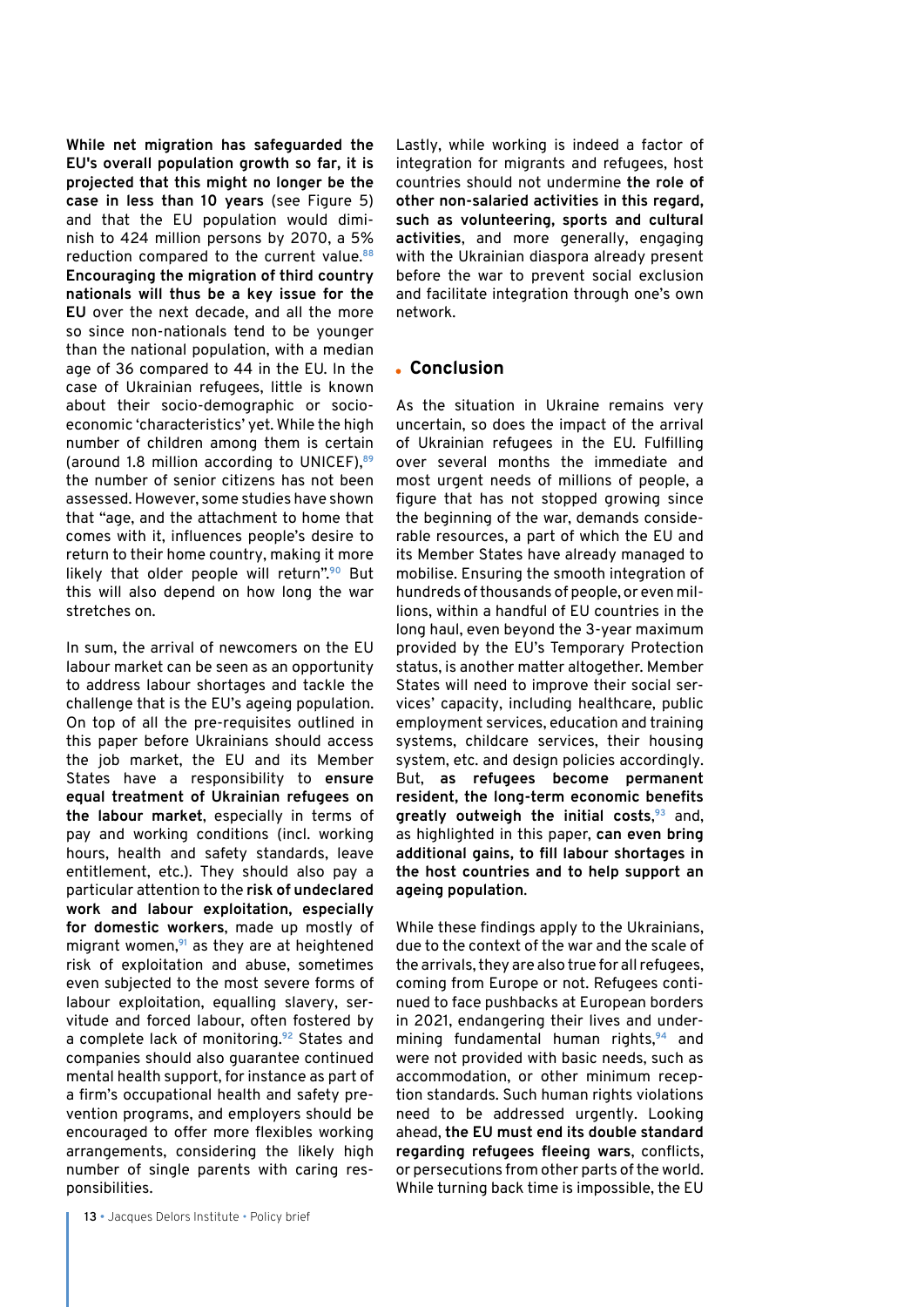**While net migration has safeguarded the EU's overall population growth so far, it is projected that this might no longer be the case in less than 10 years** (see Figure 5) and that the EU population would diminish to 424 million persons by 2070, a 5% reduction compared to the current value.[88] **Encouraging the migration of third country nationals will thus be a key issue for the EU** over the next decade, and all the more so since non-nationals tend to be younger than the national population, with a median age of 36 compared to 44 in the EU. In the case of Ukrainian refugees, little is known about their socio-demographic or socio-economic 'characteristics' yet. While the high number of children among them is certain (around 1.8 million according to UNICEF),[89] the number of senior citizens has not been assessed. However, some studies have shown that "age, and the attachment to home that comes with it, influences people's desire to return to their home country, making it more likely that older people will return".[90] But this will also depend on how long the war stretches on.

In sum, the arrival of newcomers on the EU labour market can be seen as an opportunity to address labour shortages and tackle the challenge that is the EU's ageing population. On top of all the pre-requisites outlined in this paper before Ukrainians should access the job market, the EU and its Member States have a responsibility to **ensure equal treatment of Ukrainian refugees on the labour market**, especially in terms of pay and working conditions (incl. working hours, health and safety standards, leave entitlement, etc.). They should also pay a particular attention to the **risk of undeclared work and labour exploitation, especially for domestic workers**, made up mostly of migrant women,[91] as they are at heightened risk of exploitation and abuse, sometimes even subjected to the most severe forms of labour exploitation, equalling slavery, servitude and forced labour, often fostered by a complete lack of monitoring.[92] States and companies should also guarantee continued mental health support, for instance as part of a firm's occupational health and safety prevention programs, and employers should be encouraged to offer more flexibles working arrangements, considering the likely high number of single parents with caring responsibilities.

Lastly, while working is indeed a factor of integration for migrants and refugees, host countries should not undermine **the role of other non-salaried activities in this regard, such as volunteering, sports and cultural activities**, and more generally, engaging with the Ukrainian diaspora already present before the war to prevent social exclusion and facilitate integration through one's own network.

## Conclusion

As the situation in Ukraine remains very uncertain, so does the impact of the arrival of Ukrainian refugees in the EU. Fulfilling over several months the immediate and most urgent needs of millions of people, a figure that has not stopped growing since the beginning of the war, demands considerable resources, a part of which the EU and its Member States have already managed to mobilise. Ensuring the smooth integration of hundreds of thousands of people, or even millions, within a handful of EU countries in the long haul, even beyond the 3-year maximum provided by the EU's Temporary Protection status, is another matter altogether. Member States will need to improve their social services' capacity, including healthcare, public employment services, education and training systems, childcare services, their housing system, etc. and design policies accordingly. But, **as refugees become permanent resident, the long-term economic benefits greatly outweigh the initial costs**,[93] and, as highlighted in this paper, **can even bring additional gains, to fill labour shortages in the host countries and to help support an ageing population**.

While these findings apply to the Ukrainians, due to the context of the war and the scale of the arrivals, they are also true for all refugees, coming from Europe or not. Refugees continued to face pushbacks at European borders in 2021, endangering their lives and undermining fundamental human rights,[94] and were not provided with basic needs, such as accommodation, or other minimum reception standards. Such human rights violations need to be addressed urgently. Looking ahead, **the EU must end its double standard regarding refugees fleeing wars**, conflicts, or persecutions from other parts of the world. While turning back time is impossible, the EU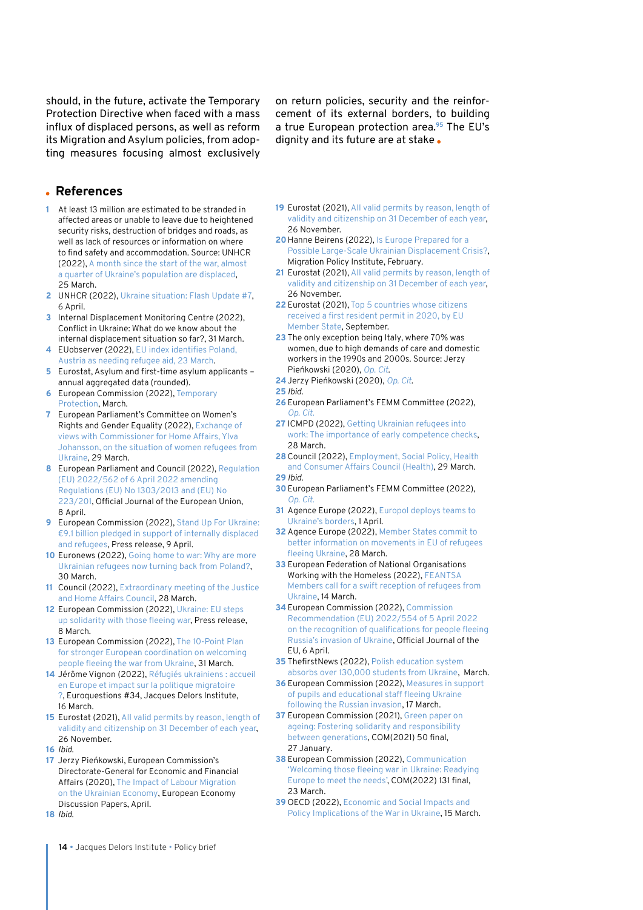should, in the future, activate the Temporary Protection Directive when faced with a mass influx of displaced persons, as well as reform its Migration and Asylum policies, from adopting measures focusing almost exclusively on return policies, security and the reinforcement of its external borders, to building a true European protection area.[95] The EU's dignity and its future are at stake.

## References

1. At least 13 million are estimated to be stranded in affected areas or unable to leave due to heightened security risks, destruction of bridges and roads, as well as lack of resources or information on where to find safety and accommodation. Source: UNHCR (2022), A month since the start of the war, almost a quarter of Ukraine's population are displaced, 25 March.
2. UNHCR (2022), Ukraine situation: Flash Update #7, 6 April.
3. Internal Displacement Monitoring Centre (2022), Conflict in Ukraine: What do we know about the internal displacement situation so far?, 31 March.
4. EUobserver (2022), EU index identifies Poland, Austria as needing refugee aid, 23 March.
5. Eurostat, Asylum and first-time asylum applicants – annual aggregated data (rounded).
6. European Commission (2022), Temporary Protection, March.
7. European Parliament's Committee on Women's Rights and Gender Equality (2022), Exchange of views with Commissioner for Home Affairs, Ylva Johansson, on the situation of women refugees from Ukraine, 29 March.
8. European Parliament and Council (2022), Regulation (EU) 2022/562 of 6 April 2022 amending Regulations (EU) No 1303/2013 and (EU) No 223/201, Official Journal of the European Union, 8 April.
9. European Commission (2022), Stand Up For Ukraine: €9.1 billion pledged in support of internally displaced and refugees, Press release, 9 April.
10. Euronews (2022), Going home to war: Why are more Ukrainian refugees now turning back from Poland?, 30 March.
11. Council (2022), Extraordinary meeting of the Justice and Home Affairs Council, 28 March.
12. European Commission (2022), Ukraine: EU steps up solidarity with those fleeing war, Press release, 8 March.
13. European Commission (2022), The 10-Point Plan for stronger European coordination on welcoming people fleeing the war from Ukraine, 31 March.
14. Jérôme Vignon (2022), Réfugiés ukrainiens : accueil en Europe et impact sur la politique migratoire ?, Euroquestions #34, Jacques Delors Institute, 16 March.
15. Eurostat (2021), All valid permits by reason, length of validity and citizenship on 31 December of each year, 26 November.
16. *Ibid.*
17. Jerzy Pieńkowski, European Commission's Directorate-General for Economic and Financial Affairs (2020), The Impact of Labour Migration on the Ukrainian Economy, European Economy Discussion Papers, April.
18. *Ibid.*
19. Eurostat (2021), All valid permits by reason, length of validity and citizenship on 31 December of each year, 26 November.
20. Hanne Beirens (2022), Is Europe Prepared for a Possible Large-Scale Ukrainian Displacement Crisis?, Migration Policy Institute, February.
21. Eurostat (2021), All valid permits by reason, length of validity and citizenship on 31 December of each year, 26 November.
22. Eurostat (2021), Top 5 countries whose citizens received a first resident permit in 2020, by EU Member State, September.
23. The only exception being Italy, where 70% was women, due to high demands of care and domestic workers in the 1990s and 2000s. Source: Jerzy Pieńkowski (2020), *Op. Cit.*
24. Jerzy Pieńkowski (2020), *Op. Cit.*
25. *Ibid.*
26. European Parliament's FEMM Committee (2022), *Op. Cit.*
27. ICMPD (2022), Getting Ukrainian refugees into work: The importance of early competence checks, 28 March.
28. Council (2022), Employment, Social Policy, Health and Consumer Affairs Council (Health), 29 March.
29. *Ibid.*
30. European Parliament's FEMM Committee (2022), *Op. Cit.*
31. Agence Europe (2022), Europol deploys teams to Ukraine's borders, 1 April.
32. Agence Europe (2022), Member States commit to better information on movements in EU of refugees fleeing Ukraine, 28 March.
33. European Federation of National Organisations Working with the Homeless (2022), FEANTSA Members call for a swift reception of refugees from Ukraine, 14 March.
34. European Commission (2022), Commission Recommendation (EU) 2022/554 of 5 April 2022 on the recognition of qualifications for people fleeing Russia's invasion of Ukraine, Official Journal of the EU, 6 April.
35. ThefirstNews (2022), Polish education system absorbs over 130,000 students from Ukraine, March.
36. European Commission (2022), Measures in support of pupils and educational staff fleeing Ukraine following the Russian invasion, 17 March.
37. European Commission (2021), Green paper on ageing: Fostering solidarity and responsibility between generations, COM(2021) 50 final, 27 January.
38. European Commission (2022), Communication 'Welcoming those fleeing war in Ukraine: Readying Europe to meet the needs', COM(2022) 131 final, 23 March.
39. OECD (2022), Economic and Social Impacts and Policy Implications of the War in Ukraine, 15 March.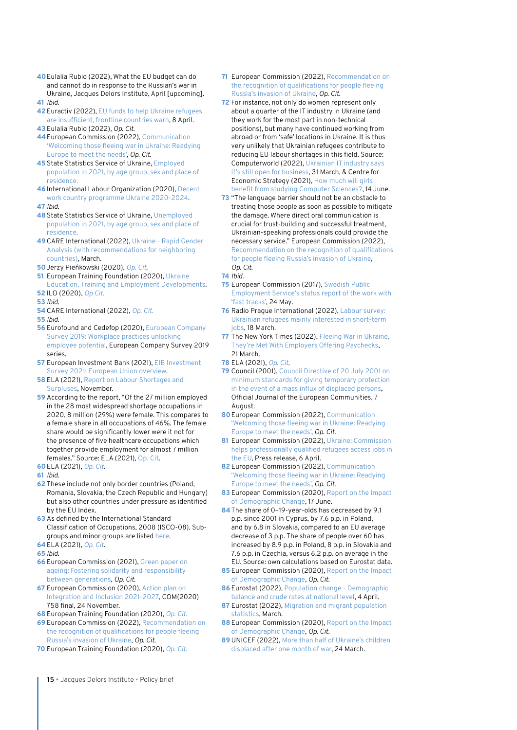40 Eulalia Rubio (2022), What the EU budget can do and cannot do in response to the Russian's war in Ukraine, Jacques Delors Institute, April [upcoming].

41 *Ibid.*

42 Euractiv (2022), EU funds to help Ukraine refugees are insufficient, frontline countries warn, 8 April.

43 Eulalia Rubio (2022), *Op. Cit.*

44 European Commission (2022), Communication 'Welcoming those fleeing war in Ukraine: Readying Europe to meet the needs', *Op. Cit.*

45 State Statistics Service of Ukraine, Employed population in 2021, by age group, sex and place of residence.

46 International Labour Organization (2020), Decent work country programme Ukraine 2020-2024.

47 *Ibid.*

48 State Statistics Service of Ukraine, Unemployed population in 2021, by age group, sex and place of residence.

49 CARE International (2022), Ukraine - Rapid Gender Analysis (with recommendations for neighboring countries), March.

50 Jerzy Pieńkowski (2020), *Op. Cit.*

51 European Training Foundation (2020), Ukraine Education, Training and Employment Developments.

52 ILO (2020), *Op Cit.*

53 *Ibid.*

54 CARE International (2022), *Op. Cit.*

55 *Ibid.*

56 Eurofound and Cedefop (2020), European Company Survey 2019: Workplace practices unlocking employee potential, European Company Survey 2019 series.

57 European Investment Bank (2021), EIB Investment Survey 2021: European Union overview.

58 ELA (2021), Report on Labour Shortages and Surpluses, November.

59 According to the report, "Of the 27 million employed in the 28 most widespread shortage occupations in 2020, 8 million (29%) were female. This compares to a female share in all occupations of 46%. The female share would be significantly lower were it not for the presence of five healthcare occupations which together provide employment for almost 7 million females." Source: ELA (2021), Op. Cit.

60 ELA (2021), *Op. Cit.*

61 *Ibid.*

62 These include not only border countries (Poland, Romania, Slovakia, the Czech Republic and Hungary) but also other countries under pressure as identified by the EU Index.

63 As defined by the International Standard Classification of Occupations, 2008 (ISCO-08). Sub-groups and minor groups are listed here.

64 ELA (2021), *Op. Cit.*

65 *Ibid.*

66 European Commission (2021), Green paper on ageing: Fostering solidarity and responsibility between generations, *Op. Cit.*

67 European Commission (2020), Action plan on Integration and Inclusion 2021-2027, COM(2020) 758 final, 24 November.

68 European Training Foundation (2020), *Op. Cit.*

69 European Commission (2022), Recommendation on the recognition of qualifications for people fleeing Russia's invasion of Ukraine, *Op. Cit.*

70 European Training Foundation (2020), *Op. Cit.*

71 European Commission (2022), Recommendation on the recognition of qualifications for people fleeing Russia's invasion of Ukraine, *Op. Cit.*

72 For instance, not only do women represent only about a quarter of the IT industry in Ukraine (and they work for the most part in non-technical positions), but many have continued working from abroad or from 'safe' locations in Ukraine. It is thus very unlikely that Ukrainian refugees contribute to reducing EU labour shortages in this field. Source: Computerworld (2022), Ukrainian IT industry says it's still open for business, 31 March, & Centre for Economic Strategy (2021), How much will girls benefit from studying Computer Sciences?, 14 June.

73 "The language barrier should not be an obstacle to treating those people as soon as possible to mitigate the damage. Where direct oral communication is crucial for trust-building and successful treatment, Ukrainian-speaking professionals could provide the necessary service." European Commission (2022), Recommendation on the recognition of qualifications for people fleeing Russia's invasion of Ukraine, *Op. Cit.*

74 *Ibid.*

75 European Commission (2017), Swedish Public Employment Service's status report of the work with 'fast tracks', 24 May.

76 Radio Prague International (2022), Labour survey: Ukrainian refugees mainly interested in short-term jobs, 18 March.

77 The New York Times (2022), Fleeing War in Ukraine, They're Met With Employers Offering Paychecks, 21 March.

78 ELA (2021), *Op. Cit.*

79 Council (2001), Council Directive of 20 July 2001 on minimum standards for giving temporary protection in the event of a mass influx of displaced persons, Official Journal of the European Communities, 7 August.

80 European Commission (2022), Communication 'Welcoming those fleeing war in Ukraine: Readying Europe to meet the needs', *Op. Cit.*

81 European Commission (2022), Ukraine: Commission helps professionally qualified refugees access jobs in the EU, Press release, 6 April.

82 European Commission (2022), Communication 'Welcoming those fleeing war in Ukraine: Readying Europe to meet the needs', *Op. Cit.*

83 European Commission (2020), Report on the Impact of Demographic Change, 17 June.

84 The share of 0–19-year-olds has decreased by 9.1 p.p. since 2001 in Cyprus, by 7.6 p.p. in Poland, and by 6.8 in Slovakia, compared to an EU average decrease of 3 p.p. The share of people over 60 has increased by 8.9 p.p. in Poland, 8 p.p. in Slovakia and 7.6 p.p. in Czechia, versus 6.2 p.p. on average in the EU. Source: own calculations based on Eurostat data.

85 European Commission (2020), Report on the Impact of Demographic Change, *Op. Cit.*

86 Eurostat (2022), Population change - Demographic balance and crude rates at national level, 4 April.

87 Eurostat (2022), Migration and migrant population statistics, March.

88 European Commission (2020), Report on the Impact of Demographic Change, *Op. Cit.*

89 UNICEF (2022), More than half of Ukraine's children displaced after one month of war, 24 March.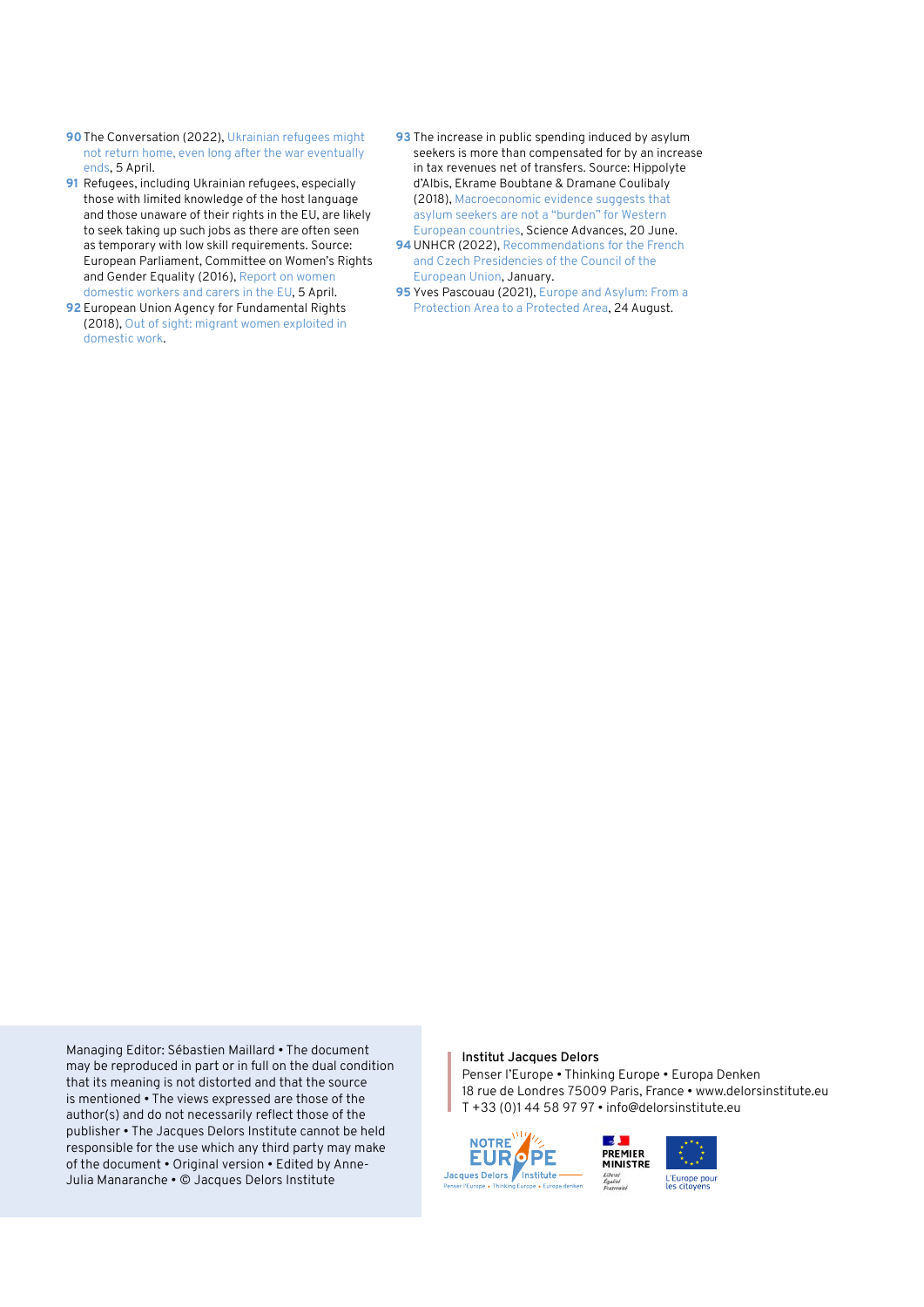**90** The Conversation (2022), Ukrainian refugees might not return home, even long after the war eventually ends, 5 April.

**91** Refugees, including Ukrainian refugees, especially those with limited knowledge of the host language and those unaware of their rights in the EU, are likely to seek taking up such jobs as there are often seen as temporary with low skill requirements. Source: European Parliament, Committee on Women's Rights and Gender Equality (2016), Report on women domestic workers and carers in the EU, 5 April.

**92** European Union Agency for Fundamental Rights (2018), Out of sight: migrant women exploited in domestic work.

**93** The increase in public spending induced by asylum seekers is more than compensated for by an increase in tax revenues net of transfers. Source: Hippolyte d'Albis, Ekrame Boubtane & Dramane Coulibaly (2018), Macroeconomic evidence suggests that asylum seekers are not a "burden" for Western European countries, Science Advances, 20 June.

**94** UNHCR (2022), Recommendations for the French and Czech Presidencies of the Council of the European Union, January.

**95** Yves Pascouau (2021), Europe and Asylum: From a Protection Area to a Protected Area, 24 August.

Managing Editor: Sébastien Maillard • The document may be reproduced in part or in full on the dual condition that its meaning is not distorted and that the source is mentioned • The views expressed are those of the author(s) and do not necessarily reflect those of the publisher • The Jacques Delors Institute cannot be held responsible for the use which any third party may make of the document • Original version • Edited by Anne-Julia Manaranche • © Jacques Delors Institute

**Institut Jacques Delors**
Penser l'Europe • Thinking Europe • Europa Denken
18 rue de Londres 75009 Paris, France • www.delorsinstitute.eu
T +33 (0)1 44 58 97 97 • info@delorsinstitute.eu

NOTRE EUROPE Jacques Delors Institute
Penser l'Europe • Thinking Europe • Europa denken

PREMIER MINISTRE
Liberté
Égalité
Fraternité

L'Europe pour les citoyens